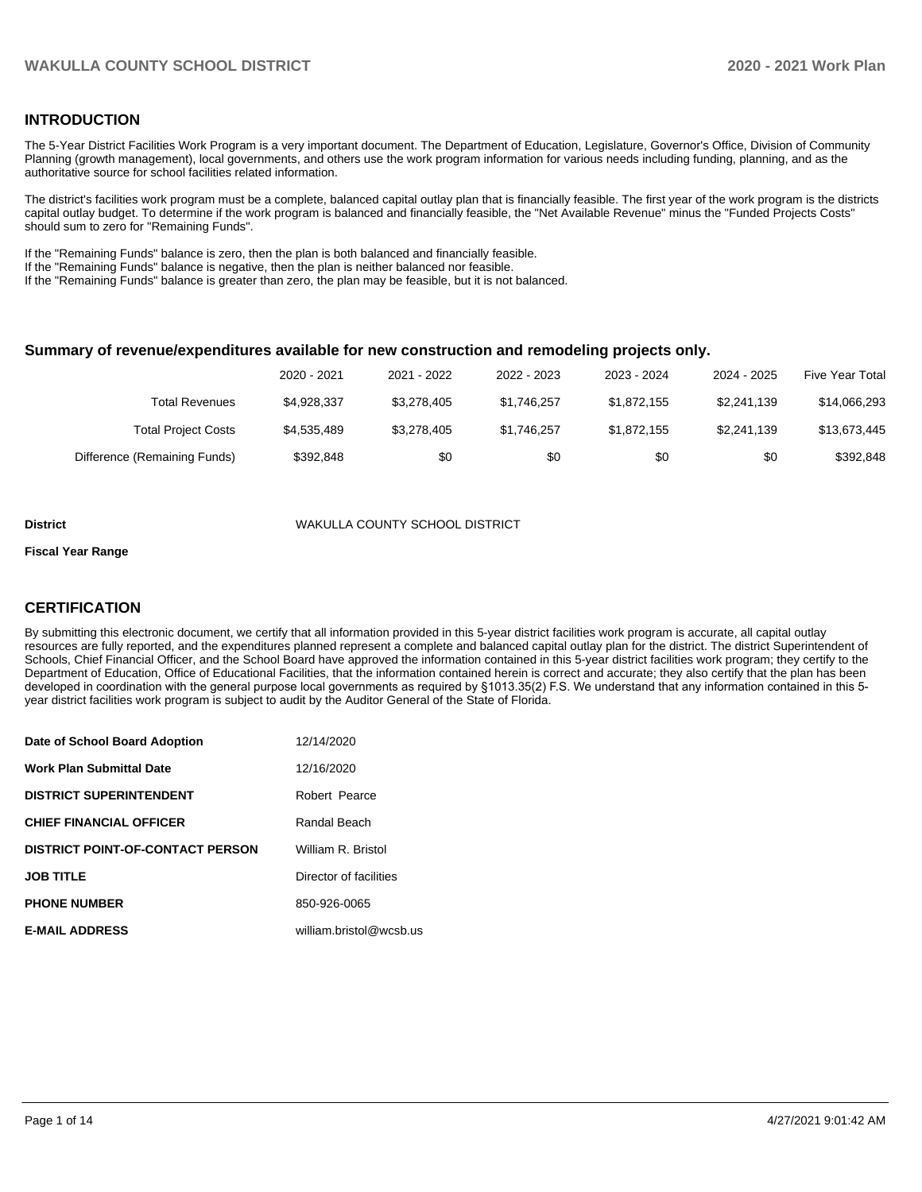## INTRODUCTION

The 5-Year District Facilities Work Program is a very important document. The Department of Education, Legislature, Governor's Office, Division of Community Planning (growth management), local governments, and others use the work program information for various needs including funding, planning, and as the authoritative source for school facilities related information.

The district's facilities work program must be a complete, balanced capital outlay plan that is financially feasible. The first year of the work program is the districts capital outlay budget. To determine if the work program is balanced and financially feasible, the "Net Available Revenue" minus the "Funded Projects Costs" should sum to zero for "Remaining Funds".

If the "Remaining Funds" balance is zero, then the plan is both balanced and financially feasible.
If the "Remaining Funds" balance is negative, then the plan is neither balanced nor feasible.
If the "Remaining Funds" balance is greater than zero, the plan may be feasible, but it is not balanced.

### Summary of revenue/expenditures available for new construction and remodeling projects only.

| | 2020 - 2021 | 2021 - 2022 | 2022 - 2023 | 2023 - 2024 | 2024 - 2025 | Five Year Total |
|---|---|---|---|---|---|---|
| Total Revenues | $4,928,337 | $3,278,405 | $1,746,257 | $1,872,155 | $2,241,139 | $14,066,293 |
| Total Project Costs | $4,535,489 | $3,278,405 | $1,746,257 | $1,872,155 | $2,241,139 | $13,673,445 |
| Difference (Remaining Funds) | $392,848 | $0 | $0 | $0 | $0 | $392,848 |

**District** WAKULLA COUNTY SCHOOL DISTRICT

**Fiscal Year Range**

## CERTIFICATION

By submitting this electronic document, we certify that all information provided in this 5-year district facilities work program is accurate, all capital outlay resources are fully reported, and the expenditures planned represent a complete and balanced capital outlay plan for the district. The district Superintendent of Schools, Chief Financial Officer, and the School Board have approved the information contained in this 5-year district facilities work program; they certify to the Department of Education, Office of Educational Facilities, that the information contained herein is correct and accurate; they also certify that the plan has been developed in coordination with the general purpose local governments as required by §1013.35(2) F.S. We understand that any information contained in this 5-year district facilities work program is subject to audit by the Auditor General of the State of Florida.

| | |
|---|---|
| **Date of School Board Adoption** | 12/14/2020 |
| **Work Plan Submittal Date** | 12/16/2020 |
| **DISTRICT SUPERINTENDENT** | Robert Pearce |
| **CHIEF FINANCIAL OFFICER** | Randal Beach |
| **DISTRICT POINT-OF-CONTACT PERSON** | William R. Bristol |
| **JOB TITLE** | Director of facilities |
| **PHONE NUMBER** | 850-926-0065 |
| **E-MAIL ADDRESS** | william.bristol@wcsb.us |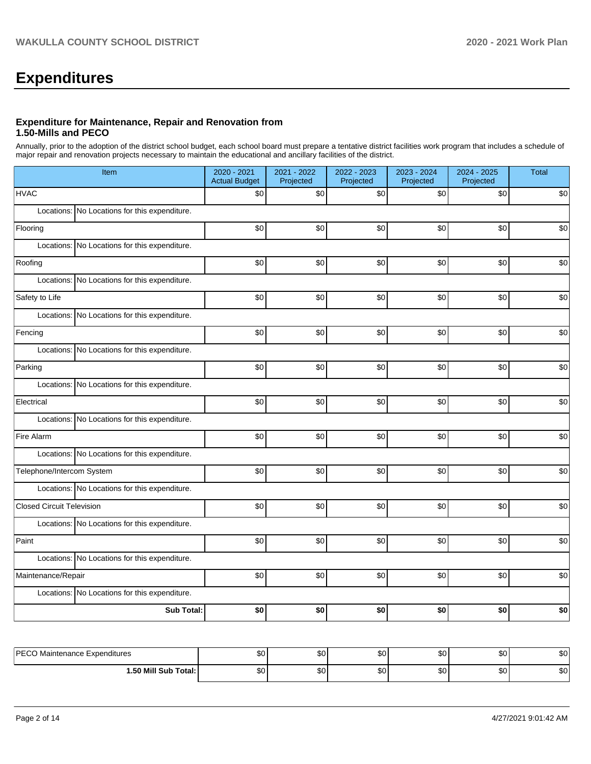# Expenditures

### Expenditure for Maintenance, Repair and Renovation from 1.50-Mills and PECO

Annually, prior to the adoption of the district school budget, each school board must prepare a tentative district facilities work program that includes a schedule of major repair and renovation projects necessary to maintain the educational and ancillary facilities of the district.

| Item | 2020 - 2021 Actual Budget | 2021 - 2022 Projected | 2022 - 2023 Projected | 2023 - 2024 Projected | 2024 - 2025 Projected | Total |
|---|---|---|---|---|---|---|
| HVAC | $0 | $0 | $0 | $0 | $0 | $0 |
| Locations: No Locations for this expenditure. | | | | | | |
| Flooring | $0 | $0 | $0 | $0 | $0 | $0 |
| Locations: No Locations for this expenditure. | | | | | | |
| Roofing | $0 | $0 | $0 | $0 | $0 | $0 |
| Locations: No Locations for this expenditure. | | | | | | |
| Safety to Life | $0 | $0 | $0 | $0 | $0 | $0 |
| Locations: No Locations for this expenditure. | | | | | | |
| Fencing | $0 | $0 | $0 | $0 | $0 | $0 |
| Locations: No Locations for this expenditure. | | | | | | |
| Parking | $0 | $0 | $0 | $0 | $0 | $0 |
| Locations: No Locations for this expenditure. | | | | | | |
| Electrical | $0 | $0 | $0 | $0 | $0 | $0 |
| Locations: No Locations for this expenditure. | | | | | | |
| Fire Alarm | $0 | $0 | $0 | $0 | $0 | $0 |
| Locations: No Locations for this expenditure. | | | | | | |
| Telephone/Intercom System | $0 | $0 | $0 | $0 | $0 | $0 |
| Locations: No Locations for this expenditure. | | | | | | |
| Closed Circuit Television | $0 | $0 | $0 | $0 | $0 | $0 |
| Locations: No Locations for this expenditure. | | | | | | |
| Paint | $0 | $0 | $0 | $0 | $0 | $0 |
| Locations: No Locations for this expenditure. | | | | | | |
| Maintenance/Repair | $0 | $0 | $0 | $0 | $0 | $0 |
| Locations: No Locations for this expenditure. | | | | | | |
| **Sub Total:** | **$0** | **$0** | **$0** | **$0** | **$0** | **$0** |

| | | | | | | |
|---|---|---|---|---|---|---|
| PECO Maintenance Expenditures | $0 | $0 | $0 | $0 | $0 | $0 |
| **1.50 Mill Sub Total:** | $0 | $0 | $0 | $0 | $0 | $0 |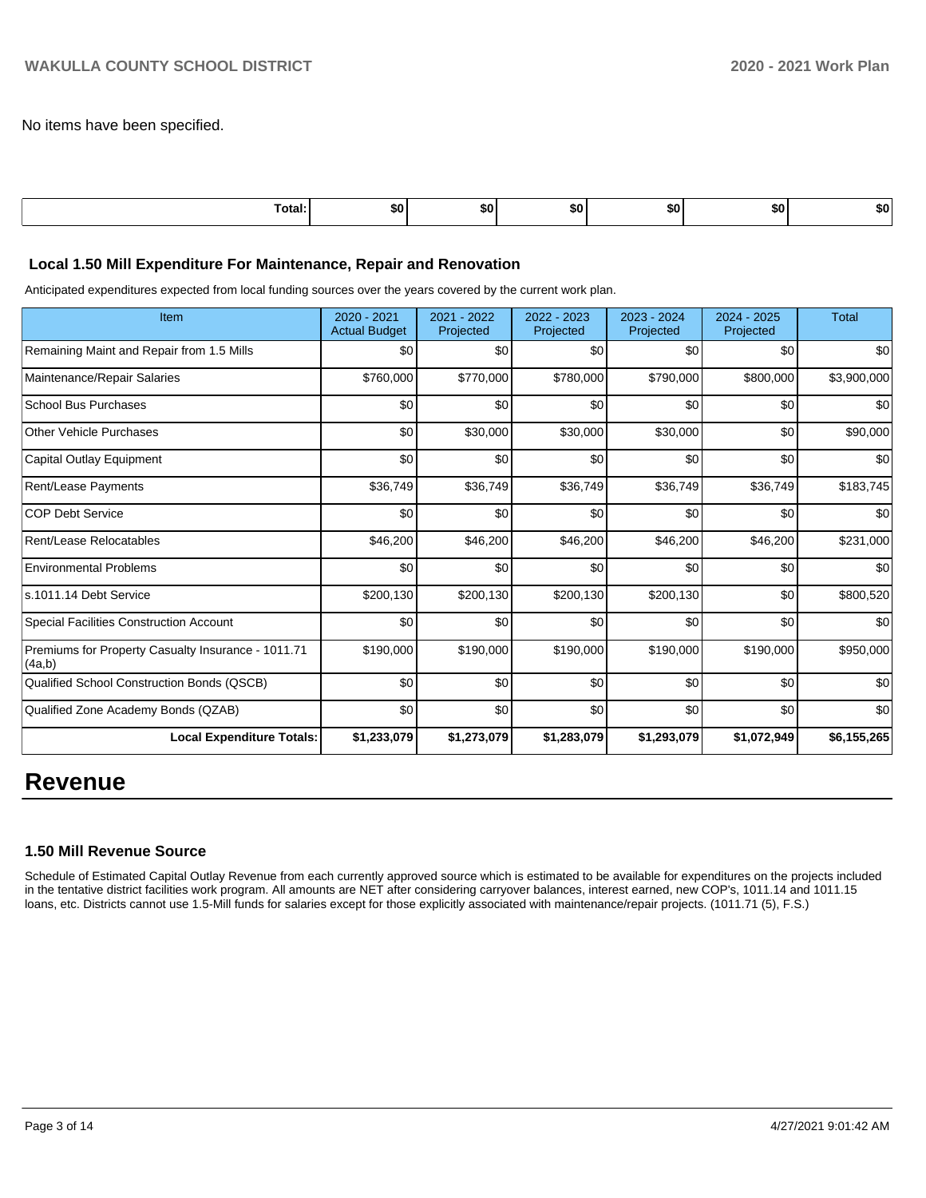No items have been specified.

| Total: | $0 | $0 | $0 | $0 | $0 | $0 |
| --- | --- | --- | --- | --- | --- | --- |

### Local 1.50 Mill Expenditure For Maintenance, Repair and Renovation

Anticipated expenditures expected from local funding sources over the years covered by the current work plan.

| Item | 2020 - 2021 Actual Budget | 2021 - 2022 Projected | 2022 - 2023 Projected | 2023 - 2024 Projected | 2024 - 2025 Projected | Total |
| --- | --- | --- | --- | --- | --- | --- |
| Remaining Maint and Repair from 1.5 Mills | $0 | $0 | $0 | $0 | $0 | $0 |
| Maintenance/Repair Salaries | $760,000 | $770,000 | $780,000 | $790,000 | $800,000 | $3,900,000 |
| School Bus Purchases | $0 | $0 | $0 | $0 | $0 | $0 |
| Other Vehicle Purchases | $0 | $30,000 | $30,000 | $30,000 | $0 | $90,000 |
| Capital Outlay Equipment | $0 | $0 | $0 | $0 | $0 | $0 |
| Rent/Lease Payments | $36,749 | $36,749 | $36,749 | $36,749 | $36,749 | $183,745 |
| COP Debt Service | $0 | $0 | $0 | $0 | $0 | $0 |
| Rent/Lease Relocatables | $46,200 | $46,200 | $46,200 | $46,200 | $46,200 | $231,000 |
| Environmental Problems | $0 | $0 | $0 | $0 | $0 | $0 |
| s.1011.14 Debt Service | $200,130 | $200,130 | $200,130 | $200,130 | $0 | $800,520 |
| Special Facilities Construction Account | $0 | $0 | $0 | $0 | $0 | $0 |
| Premiums for Property Casualty Insurance - 1011.71 (4a,b) | $190,000 | $190,000 | $190,000 | $190,000 | $190,000 | $950,000 |
| Qualified School Construction Bonds (QSCB) | $0 | $0 | $0 | $0 | $0 | $0 |
| Qualified Zone Academy Bonds (QZAB) | $0 | $0 | $0 | $0 | $0 | $0 |
| **Local Expenditure Totals:** | **$1,233,079** | **$1,273,079** | **$1,283,079** | **$1,293,079** | **$1,072,949** | **$6,155,265** |

# Revenue

### 1.50 Mill Revenue Source

Schedule of Estimated Capital Outlay Revenue from each currently approved source which is estimated to be available for expenditures on the projects included in the tentative district facilities work program. All amounts are NET after considering carryover balances, interest earned, new COP's, 1011.14 and 1011.15 loans, etc. Districts cannot use 1.5-Mill funds for salaries except for those explicitly associated with maintenance/repair projects. (1011.71 (5), F.S.)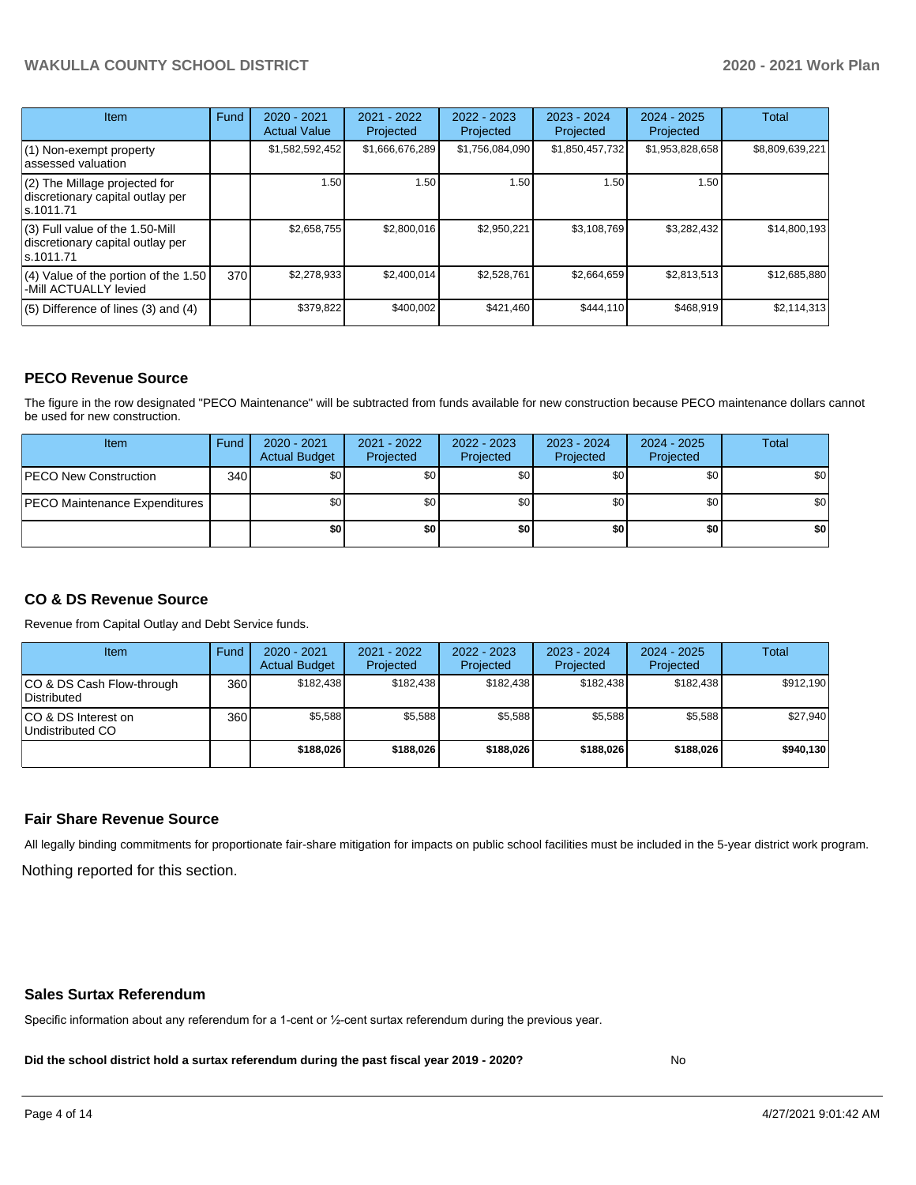| Item | Fund | 2020 - 2021 Actual Value | 2021 - 2022 Projected | 2022 - 2023 Projected | 2023 - 2024 Projected | 2024 - 2025 Projected | Total |
|---|---|---|---|---|---|---|---|
| (1) Non-exempt property assessed valuation | | $1,582,592,452 | $1,666,676,289 | $1,756,084,090 | $1,850,457,732 | $1,953,828,658 | $8,809,639,221 |
| (2) The Millage projected for discretionary capital outlay per s.1011.71 | | 1.50 | 1.50 | 1.50 | 1.50 | 1.50 | |
| (3) Full value of the 1.50-Mill discretionary capital outlay per s.1011.71 | | $2,658,755 | $2,800,016 | $2,950,221 | $3,108,769 | $3,282,432 | $14,800,193 |
| (4) Value of the portion of the 1.50 -Mill ACTUALLY levied | 370 | $2,278,933 | $2,400,014 | $2,528,761 | $2,664,659 | $2,813,513 | $12,685,880 |
| (5) Difference of lines (3) and (4) | | $379,822 | $400,002 | $421,460 | $444,110 | $468,919 | $2,114,313 |

## PECO Revenue Source

The figure in the row designated "PECO Maintenance" will be subtracted from funds available for new construction because PECO maintenance dollars cannot be used for new construction.

| Item | Fund | 2020 - 2021 Actual Budget | 2021 - 2022 Projected | 2022 - 2023 Projected | 2023 - 2024 Projected | 2024 - 2025 Projected | Total |
|---|---|---|---|---|---|---|---|
| PECO New Construction | 340 | $0 | $0 | $0 | $0 | $0 | $0 |
| PECO Maintenance Expenditures | | $0 | $0 | $0 | $0 | $0 | $0 |
| | | **$0** | **$0** | **$0** | **$0** | **$0** | **$0** |

## CO & DS Revenue Source

Revenue from Capital Outlay and Debt Service funds.

| Item | Fund | 2020 - 2021 Actual Budget | 2021 - 2022 Projected | 2022 - 2023 Projected | 2023 - 2024 Projected | 2024 - 2025 Projected | Total |
|---|---|---|---|---|---|---|---|
| CO & DS Cash Flow-through Distributed | 360 | $182,438 | $182,438 | $182,438 | $182,438 | $182,438 | $912,190 |
| CO & DS Interest on Undistributed CO | 360 | $5,588 | $5,588 | $5,588 | $5,588 | $5,588 | $27,940 |
| | | **$188,026** | **$188,026** | **$188,026** | **$188,026** | **$188,026** | **$940,130** |

## Fair Share Revenue Source

All legally binding commitments for proportionate fair-share mitigation for impacts on public school facilities must be included in the 5-year district work program.

Nothing reported for this section.

## Sales Surtax Referendum

Specific information about any referendum for a 1-cent or ½-cent surtax referendum during the previous year.

**Did the school district hold a surtax referendum during the past fiscal year 2019 - 2020?** No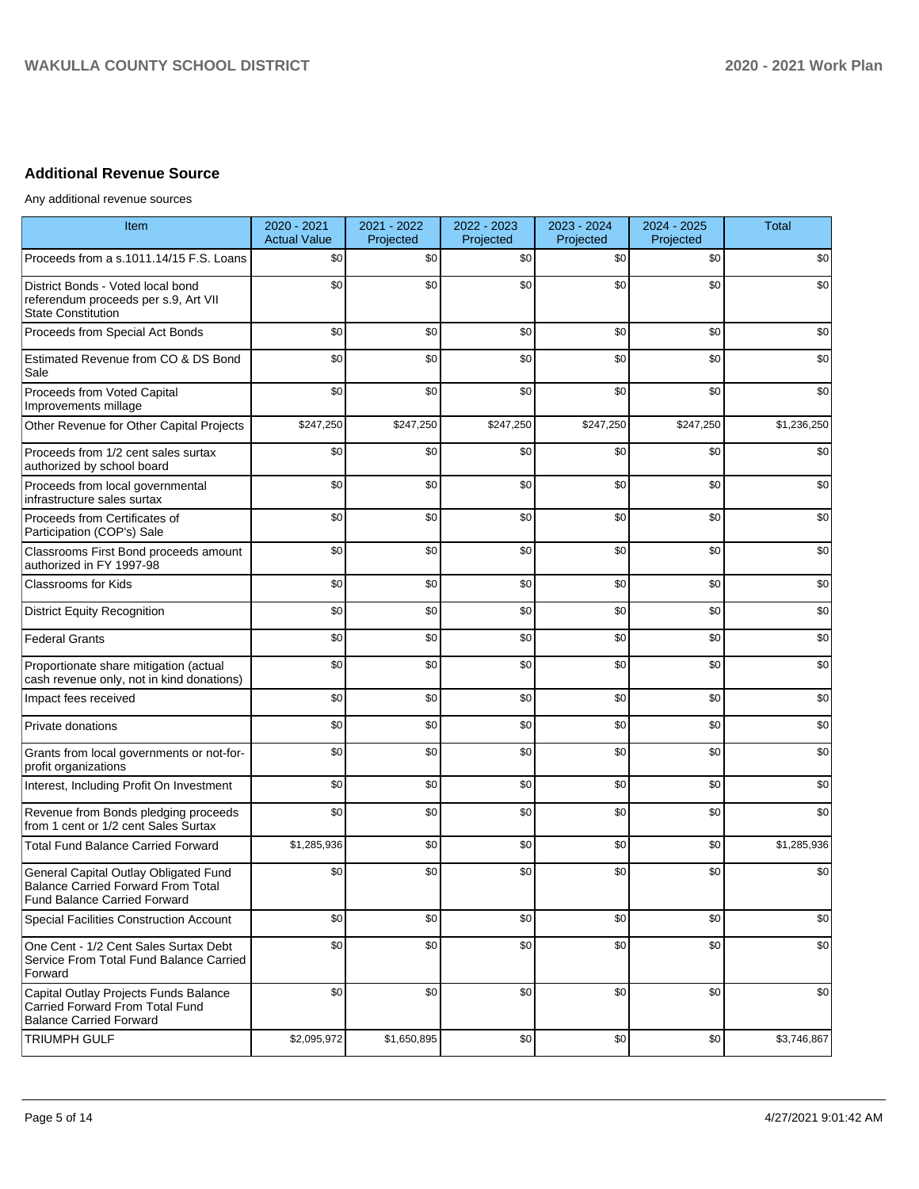## Additional Revenue Source

Any additional revenue sources

| Item | 2020 - 2021 Actual Value | 2021 - 2022 Projected | 2022 - 2023 Projected | 2023 - 2024 Projected | 2024 - 2025 Projected | Total |
|---|---|---|---|---|---|---|
| Proceeds from a s.1011.14/15 F.S. Loans | $0 | $0 | $0 | $0 | $0 | $0 |
| District Bonds - Voted local bond referendum proceeds per s.9, Art VII State Constitution | $0 | $0 | $0 | $0 | $0 | $0 |
| Proceeds from Special Act Bonds | $0 | $0 | $0 | $0 | $0 | $0 |
| Estimated Revenue from CO & DS Bond Sale | $0 | $0 | $0 | $0 | $0 | $0 |
| Proceeds from Voted Capital Improvements millage | $0 | $0 | $0 | $0 | $0 | $0 |
| Other Revenue for Other Capital Projects | $247,250 | $247,250 | $247,250 | $247,250 | $247,250 | $1,236,250 |
| Proceeds from 1/2 cent sales surtax authorized by school board | $0 | $0 | $0 | $0 | $0 | $0 |
| Proceeds from local governmental infrastructure sales surtax | $0 | $0 | $0 | $0 | $0 | $0 |
| Proceeds from Certificates of Participation (COP's) Sale | $0 | $0 | $0 | $0 | $0 | $0 |
| Classrooms First Bond proceeds amount authorized in FY 1997-98 | $0 | $0 | $0 | $0 | $0 | $0 |
| Classrooms for Kids | $0 | $0 | $0 | $0 | $0 | $0 |
| District Equity Recognition | $0 | $0 | $0 | $0 | $0 | $0 |
| Federal Grants | $0 | $0 | $0 | $0 | $0 | $0 |
| Proportionate share mitigation (actual cash revenue only, not in kind donations) | $0 | $0 | $0 | $0 | $0 | $0 |
| Impact fees received | $0 | $0 | $0 | $0 | $0 | $0 |
| Private donations | $0 | $0 | $0 | $0 | $0 | $0 |
| Grants from local governments or not-for-profit organizations | $0 | $0 | $0 | $0 | $0 | $0 |
| Interest, Including Profit On Investment | $0 | $0 | $0 | $0 | $0 | $0 |
| Revenue from Bonds pledging proceeds from 1 cent or 1/2 cent Sales Surtax | $0 | $0 | $0 | $0 | $0 | $0 |
| Total Fund Balance Carried Forward | $1,285,936 | $0 | $0 | $0 | $0 | $1,285,936 |
| General Capital Outlay Obligated Fund Balance Carried Forward From Total Fund Balance Carried Forward | $0 | $0 | $0 | $0 | $0 | $0 |
| Special Facilities Construction Account | $0 | $0 | $0 | $0 | $0 | $0 |
| One Cent - 1/2 Cent Sales Surtax Debt Service From Total Fund Balance Carried Forward | $0 | $0 | $0 | $0 | $0 | $0 |
| Capital Outlay Projects Funds Balance Carried Forward From Total Fund Balance Carried Forward | $0 | $0 | $0 | $0 | $0 | $0 |
| TRIUMPH GULF | $2,095,972 | $1,650,895 | $0 | $0 | $0 | $3,746,867 |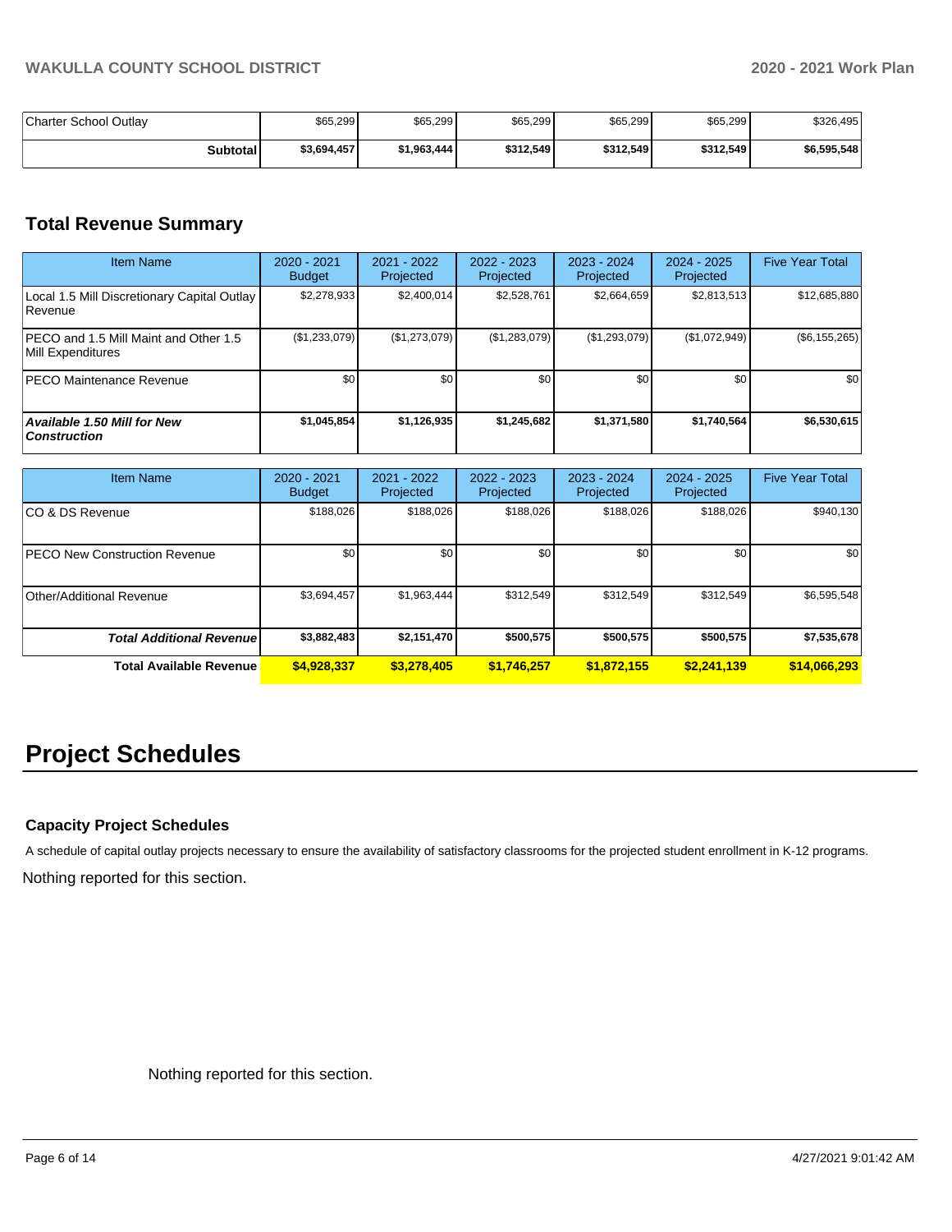| | | | | | | |
|---|---|---|---|---|---|---|
| Charter School Outlay | $65,299 | $65,299 | $65,299 | $65,299 | $65,299 | $326,495 |
| **Subtotal** | **$3,694,457** | **$1,963,444** | **$312,549** | **$312,549** | **$312,549** | **$6,595,548** |

## Total Revenue Summary

| Item Name | 2020 - 2021 Budget | 2021 - 2022 Projected | 2022 - 2023 Projected | 2023 - 2024 Projected | 2024 - 2025 Projected | Five Year Total |
|---|---|---|---|---|---|---|
| Local 1.5 Mill Discretionary Capital Outlay Revenue | $2,278,933 | $2,400,014 | $2,528,761 | $2,664,659 | $2,813,513 | $12,685,880 |
| PECO and 1.5 Mill Maint and Other 1.5 Mill Expenditures | ($1,233,079) | ($1,273,079) | ($1,283,079) | ($1,293,079) | ($1,072,949) | ($6,155,265) |
| PECO Maintenance Revenue | $0 | $0 | $0 | $0 | $0 | $0 |
| ***Available 1.50 Mill for New Construction*** | **$1,045,854** | **$1,126,935** | **$1,245,682** | **$1,371,580** | **$1,740,564** | **$6,530,615** |

| Item Name | 2020 - 2021 Budget | 2021 - 2022 Projected | 2022 - 2023 Projected | 2023 - 2024 Projected | 2024 - 2025 Projected | Five Year Total |
|---|---|---|---|---|---|---|
| CO & DS Revenue | $188,026 | $188,026 | $188,026 | $188,026 | $188,026 | $940,130 |
| PECO New Construction Revenue | $0 | $0 | $0 | $0 | $0 | $0 |
| Other/Additional Revenue | $3,694,457 | $1,963,444 | $312,549 | $312,549 | $312,549 | $6,595,548 |
| ***Total Additional Revenue*** | **$3,882,483** | **$2,151,470** | **$500,575** | **$500,575** | **$500,575** | **$7,535,678** |
| **Total Available Revenue** | **$4,928,337** | **$3,278,405** | **$1,746,257** | **$1,872,155** | **$2,241,139** | **$14,066,293** |

# Project Schedules

### Capacity Project Schedules

A schedule of capital outlay projects necessary to ensure the availability of satisfactory classrooms for the projected student enrollment in K-12 programs.

Nothing reported for this section.

Nothing reported for this section.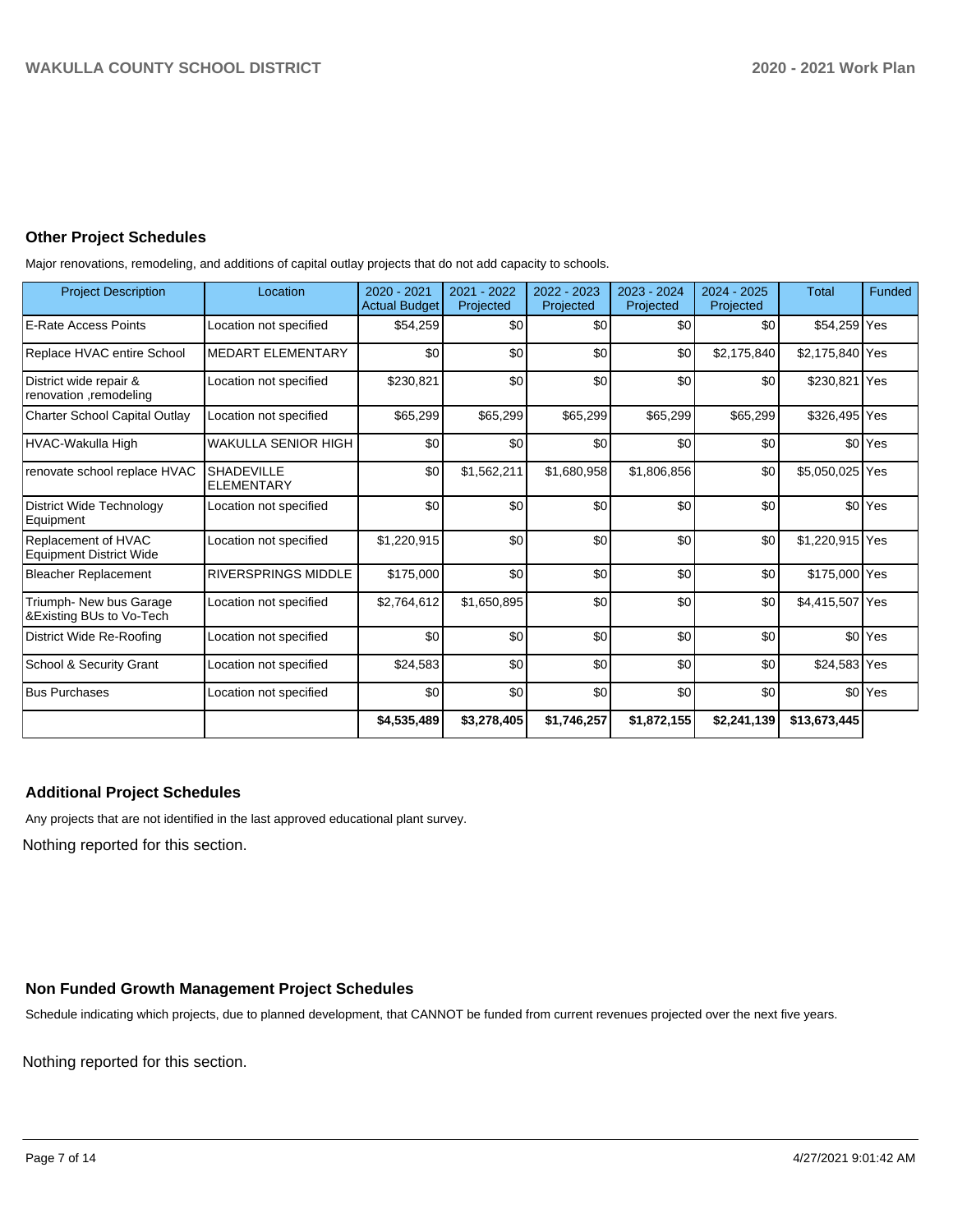## Other Project Schedules

Major renovations, remodeling, and additions of capital outlay projects that do not add capacity to schools.

| Project Description | Location | 2020 - 2021 Actual Budget | 2021 - 2022 Projected | 2022 - 2023 Projected | 2023 - 2024 Projected | 2024 - 2025 Projected | Total | Funded |
|---|---|---|---|---|---|---|---|---|
| E-Rate Access Points | Location not specified | $54,259 | $0 | $0 | $0 | $0 | $54,259 | Yes |
| Replace HVAC entire School | MEDART ELEMENTARY | $0 | $0 | $0 | $0 | $2,175,840 | $2,175,840 | Yes |
| District wide repair & renovation ,remodeling | Location not specified | $230,821 | $0 | $0 | $0 | $0 | $230,821 | Yes |
| Charter School Capital Outlay | Location not specified | $65,299 | $65,299 | $65,299 | $65,299 | $65,299 | $326,495 | Yes |
| HVAC-Wakulla High | WAKULLA SENIOR HIGH | $0 | $0 | $0 | $0 | $0 | $0 | Yes |
| renovate school replace HVAC | SHADEVILLE ELEMENTARY | $0 | $1,562,211 | $1,680,958 | $1,806,856 | $0 | $5,050,025 | Yes |
| District Wide Technology Equipment | Location not specified | $0 | $0 | $0 | $0 | $0 | $0 | Yes |
| Replacement of HVAC Equipment District Wide | Location not specified | $1,220,915 | $0 | $0 | $0 | $0 | $1,220,915 | Yes |
| Bleacher Replacement | RIVERSPRINGS MIDDLE | $175,000 | $0 | $0 | $0 | $0 | $175,000 | Yes |
| Triumph- New bus Garage &Existing BUs to Vo-Tech | Location not specified | $2,764,612 | $1,650,895 | $0 | $0 | $0 | $4,415,507 | Yes |
| District Wide Re-Roofing | Location not specified | $0 | $0 | $0 | $0 | $0 | $0 | Yes |
| School & Security Grant | Location not specified | $24,583 | $0 | $0 | $0 | $0 | $24,583 | Yes |
| Bus Purchases | Location not specified | $0 | $0 | $0 | $0 | $0 | $0 | Yes |
| | | **$4,535,489** | **$3,278,405** | **$1,746,257** | **$1,872,155** | **$2,241,139** | **$13,673,445** | |

## Additional Project Schedules

Any projects that are not identified in the last approved educational plant survey.

Nothing reported for this section.

## Non Funded Growth Management Project Schedules

Schedule indicating which projects, due to planned development, that CANNOT be funded from current revenues projected over the next five years.

Nothing reported for this section.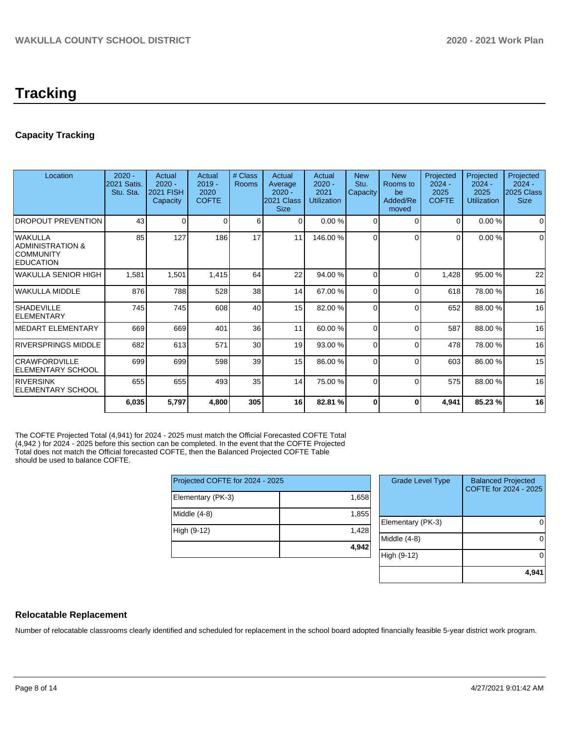# Tracking

## Capacity Tracking

| Location | 2020 - 2021 Satis. Stu. Sta. | Actual 2020 - 2021 FISH Capacity | Actual 2019 - 2020 COFTE | # Class Rooms | Actual Average 2020 - 2021 Class Size | Actual 2020 - 2021 Utilization | New Stu. Capacity | New Rooms to be Added/Re moved | Projected 2024 - 2025 COFTE | Projected 2024 - 2025 Utilization | Projected 2024 - 2025 Class Size |
|---|---|---|---|---|---|---|---|---|---|---|---|
| DROPOUT PREVENTION | 43 | 0 | 0 | 6 | 0 | 0.00 % | 0 | 0 | 0 | 0.00 % | 0 |
| WAKULLA ADMINISTRATION & COMMUNITY EDUCATION | 85 | 127 | 186 | 17 | 11 | 146.00 % | 0 | 0 | 0 | 0.00 % | 0 |
| WAKULLA SENIOR HIGH | 1,581 | 1,501 | 1,415 | 64 | 22 | 94.00 % | 0 | 0 | 1,428 | 95.00 % | 22 |
| WAKULLA MIDDLE | 876 | 788 | 528 | 38 | 14 | 67.00 % | 0 | 0 | 618 | 78.00 % | 16 |
| SHADEVILLE ELEMENTARY | 745 | 745 | 608 | 40 | 15 | 82.00 % | 0 | 0 | 652 | 88.00 % | 16 |
| MEDART ELEMENTARY | 669 | 669 | 401 | 36 | 11 | 60.00 % | 0 | 0 | 587 | 88.00 % | 16 |
| RIVERSPRINGS MIDDLE | 682 | 613 | 571 | 30 | 19 | 93.00 % | 0 | 0 | 478 | 78.00 % | 16 |
| CRAWFORDVILLE ELEMENTARY SCHOOL | 699 | 699 | 598 | 39 | 15 | 86.00 % | 0 | 0 | 603 | 86.00 % | 15 |
| RIVERSINK ELEMENTARY SCHOOL | 655 | 655 | 493 | 35 | 14 | 75.00 % | 0 | 0 | 575 | 88.00 % | 16 |
| | **6,035** | **5,797** | **4,800** | **305** | **16** | **82.81 %** | **0** | **0** | **4,941** | **85.23 %** | **16** |

The COFTE Projected Total (4,941) for 2024 - 2025 must match the Official Forecasted COFTE Total (4,942 ) for 2024 - 2025 before this section can be completed. In the event that the COFTE Projected Total does not match the Official forecasted COFTE, then the Balanced Projected COFTE Table should be used to balance COFTE.

| Projected COFTE for 2024 - 2025 | |
|---|---|
| Elementary (PK-3) | 1,658 |
| Middle (4-8) | 1,855 |
| High (9-12) | 1,428 |
| | **4,942** |

| Grade Level Type | Balanced Projected COFTE for 2024 - 2025 |
|---|---|
| Elementary (PK-3) | 0 |
| Middle (4-8) | 0 |
| High (9-12) | 0 |
| | **4,941** |

## Relocatable Replacement

Number of relocatable classrooms clearly identified and scheduled for replacement in the school board adopted financially feasible 5-year district work program.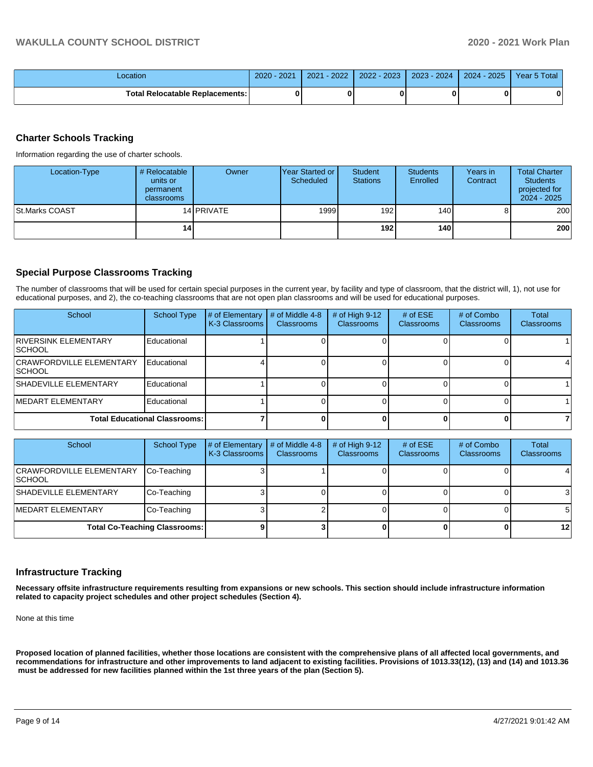| Location | 2020 - 2021 | 2021 - 2022 | 2022 - 2023 | 2023 - 2024 | 2024 - 2025 | Year 5 Total |
|---|---|---|---|---|---|---|
| Total Relocatable Replacements: | 0 | 0 | 0 | 0 | 0 | 0 |

## Charter Schools Tracking

Information regarding the use of charter schools.

| Location-Type | # Relocatable units or permanent classrooms | Owner | Year Started or Scheduled | Student Stations | Students Enrolled | Years in Contract | Total Charter Students projected for 2024 - 2025 |
|---|---|---|---|---|---|---|---|
| St.Marks COAST | 14 | PRIVATE | 1999 | 192 | 140 | 8 | 200 |
| | 14 | | | 192 | 140 | | 200 |

## Special Purpose Classrooms Tracking

The number of classrooms that will be used for certain special purposes in the current year, by facility and type of classroom, that the district will, 1), not use for educational purposes, and 2), the co-teaching classrooms that are not open plan classrooms and will be used for educational purposes.

| School | School Type | # of Elementary K-3 Classrooms | # of Middle 4-8 Classrooms | # of High 9-12 Classrooms | # of ESE Classrooms | # of Combo Classrooms | Total Classrooms |
|---|---|---|---|---|---|---|---|
| RIVERSINK ELEMENTARY SCHOOL | Educational | 1 | 0 | 0 | 0 | 0 | 1 |
| CRAWFORDVILLE ELEMENTARY SCHOOL | Educational | 4 | 0 | 0 | 0 | 0 | 4 |
| SHADEVILLE ELEMENTARY | Educational | 1 | 0 | 0 | 0 | 0 | 1 |
| MEDART ELEMENTARY | Educational | 1 | 0 | 0 | 0 | 0 | 1 |
| Total Educational Classrooms: | | 7 | 0 | 0 | 0 | 0 | 7 |

| School | School Type | # of Elementary K-3 Classrooms | # of Middle 4-8 Classrooms | # of High 9-12 Classrooms | # of ESE Classrooms | # of Combo Classrooms | Total Classrooms |
|---|---|---|---|---|---|---|---|
| CRAWFORDVILLE ELEMENTARY SCHOOL | Co-Teaching | 3 | 1 | 0 | 0 | 0 | 4 |
| SHADEVILLE ELEMENTARY | Co-Teaching | 3 | 0 | 0 | 0 | 0 | 3 |
| MEDART ELEMENTARY | Co-Teaching | 3 | 2 | 0 | 0 | 0 | 5 |
| Total Co-Teaching Classrooms: | | 9 | 3 | 0 | 0 | 0 | 12 |

## Infrastructure Tracking

**Necessary offsite infrastructure requirements resulting from expansions or new schools. This section should include infrastructure information related to capacity project schedules and other project schedules (Section 4).**

None at this time

**Proposed location of planned facilities, whether those locations are consistent with the comprehensive plans of all affected local governments, and recommendations for infrastructure and other improvements to land adjacent to existing facilities. Provisions of 1013.33(12), (13) and (14) and 1013.36 must be addressed for new facilities planned within the 1st three years of the plan (Section 5).**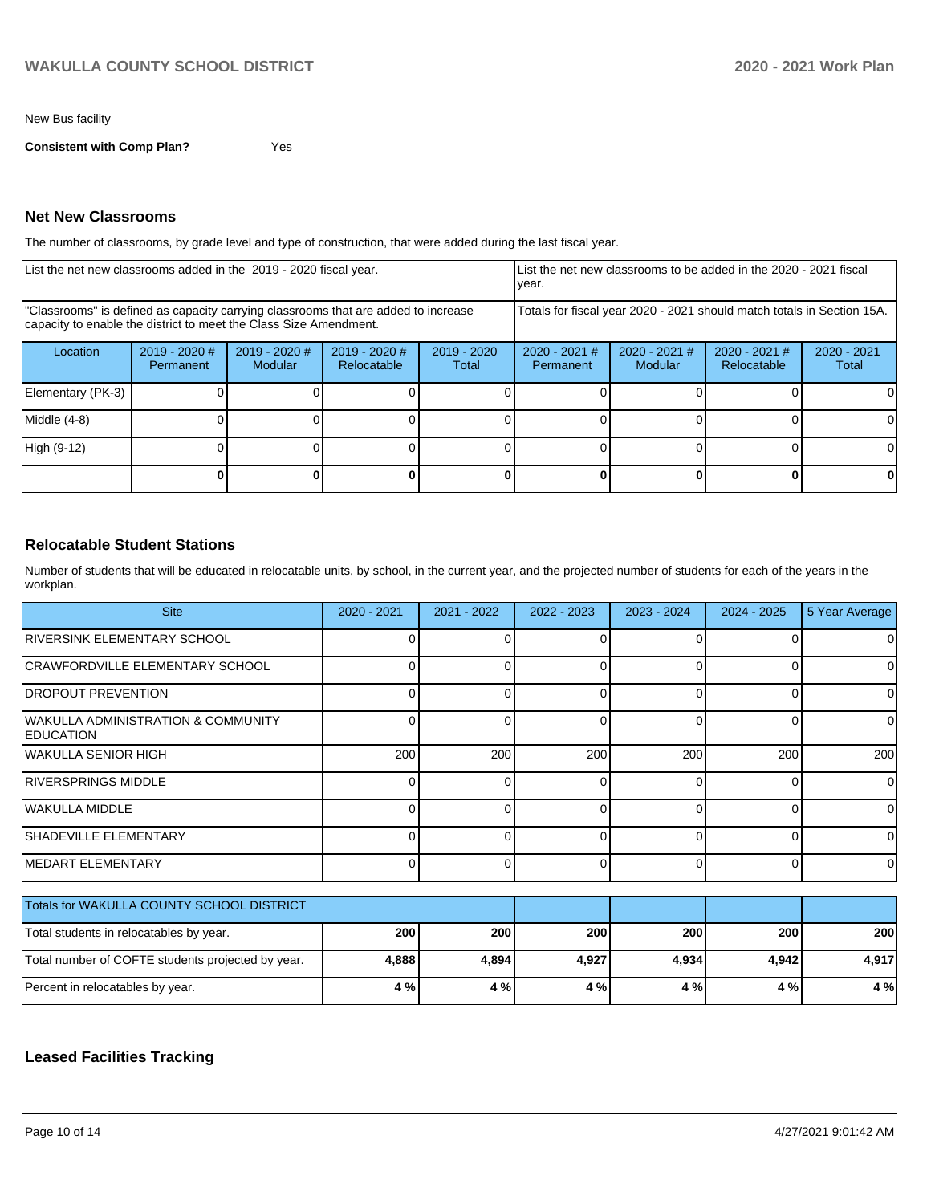New Bus facility

**Consistent with Comp Plan?** Yes

## Net New Classrooms

The number of classrooms, by grade level and type of construction, that were added during the last fiscal year.

| List the net new classrooms added in the 2019 - 2020 fiscal year. | | | | | List the net new classrooms to be added in the 2020 - 2021 fiscal year. | | | |
|---|---|---|---|---|---|---|---|---|
| "Classrooms" is defined as capacity carrying classrooms that are added to increase capacity to enable the district to meet the Class Size Amendment. | | | | | Totals for fiscal year 2020 - 2021 should match totals in Section 15A. | | | |
| Location | 2019 - 2020 # Permanent | 2019 - 2020 # Modular | 2019 - 2020 # Relocatable | 2019 - 2020 Total | 2020 - 2021 # Permanent | 2020 - 2021 # Modular | 2020 - 2021 # Relocatable | 2020 - 2021 Total |
| Elementary (PK-3) | 0 | 0 | 0 | 0 | 0 | 0 | 0 | 0 |
| Middle (4-8) | 0 | 0 | 0 | 0 | 0 | 0 | 0 | 0 |
| High (9-12) | 0 | 0 | 0 | 0 | 0 | 0 | 0 | 0 |
| | **0** | **0** | **0** | **0** | **0** | **0** | **0** | **0** |

## Relocatable Student Stations

Number of students that will be educated in relocatable units, by school, in the current year, and the projected number of students for each of the years in the workplan.

| Site | 2020 - 2021 | 2021 - 2022 | 2022 - 2023 | 2023 - 2024 | 2024 - 2025 | 5 Year Average |
|---|---|---|---|---|---|---|
| RIVERSINK ELEMENTARY SCHOOL | 0 | 0 | 0 | 0 | 0 | 0 |
| CRAWFORDVILLE ELEMENTARY SCHOOL | 0 | 0 | 0 | 0 | 0 | 0 |
| DROPOUT PREVENTION | 0 | 0 | 0 | 0 | 0 | 0 |
| WAKULLA ADMINISTRATION & COMMUNITY EDUCATION | 0 | 0 | 0 | 0 | 0 | 0 |
| WAKULLA SENIOR HIGH | 200 | 200 | 200 | 200 | 200 | 200 |
| RIVERSPRINGS MIDDLE | 0 | 0 | 0 | 0 | 0 | 0 |
| WAKULLA MIDDLE | 0 | 0 | 0 | 0 | 0 | 0 |
| SHADEVILLE ELEMENTARY | 0 | 0 | 0 | 0 | 0 | 0 |
| MEDART ELEMENTARY | 0 | 0 | 0 | 0 | 0 | 0 |

| Totals for WAKULLA COUNTY SCHOOL DISTRICT | | | | | | |
|---|---|---|---|---|---|---|
| Total students in relocatables by year. | **200** | **200** | **200** | **200** | **200** | **200** |
| Total number of COFTE students projected by year. | **4,888** | **4,894** | **4,927** | **4,934** | **4,942** | **4,917** |
| Percent in relocatables by year. | **4 %** | **4 %** | **4 %** | **4 %** | **4 %** | **4 %** |

## Leased Facilities Tracking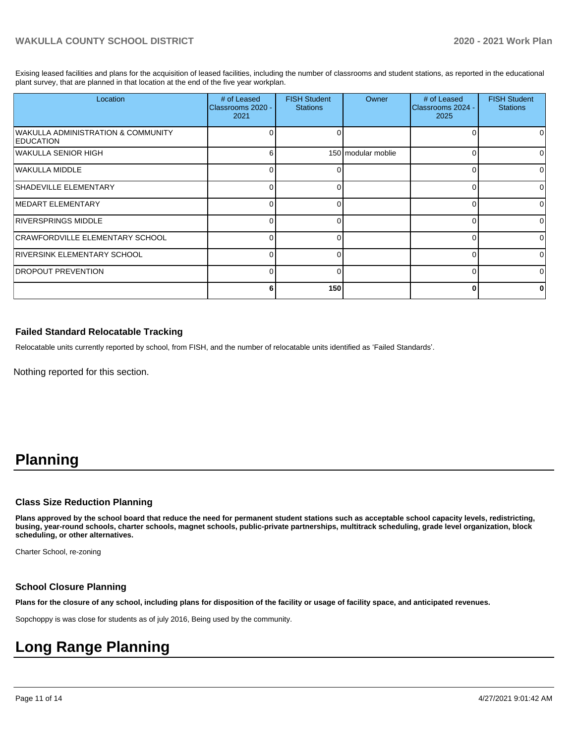Exising leased facilities and plans for the acquisition of leased facilities, including the number of classrooms and student stations, as reported in the educational plant survey, that are planned in that location at the end of the five year workplan.

| Location | # of Leased Classrooms 2020 - 2021 | FISH Student Stations | Owner | # of Leased Classrooms 2024 - 2025 | FISH Student Stations |
|---|---|---|---|---|---|
| WAKULLA ADMINISTRATION & COMMUNITY EDUCATION | 0 | 0 | | 0 | 0 |
| WAKULLA SENIOR HIGH | 6 | 150 | modular moblie | 0 | 0 |
| WAKULLA MIDDLE | 0 | 0 | | 0 | 0 |
| SHADEVILLE ELEMENTARY | 0 | 0 | | 0 | 0 |
| MEDART ELEMENTARY | 0 | 0 | | 0 | 0 |
| RIVERSPRINGS MIDDLE | 0 | 0 | | 0 | 0 |
| CRAWFORDVILLE ELEMENTARY SCHOOL | 0 | 0 | | 0 | 0 |
| RIVERSINK ELEMENTARY SCHOOL | 0 | 0 | | 0 | 0 |
| DROPOUT PREVENTION | 0 | 0 | | 0 | 0 |
| | **6** | **150** | | **0** | **0** |

### Failed Standard Relocatable Tracking

Relocatable units currently reported by school, from FISH, and the number of relocatable units identified as 'Failed Standards'.

Nothing reported for this section.

# Planning

### Class Size Reduction Planning

**Plans approved by the school board that reduce the need for permanent student stations such as acceptable school capacity levels, redistricting, busing, year-round schools, charter schools, magnet schools, public-private partnerships, multitrack scheduling, grade level organization, block scheduling, or other alternatives.**

Charter School, re-zoning

### School Closure Planning

**Plans for the closure of any school, including plans for disposition of the facility or usage of facility space, and anticipated revenues.**

Sopchoppy is was close for students as of july 2016, Being used by the community.

# Long Range Planning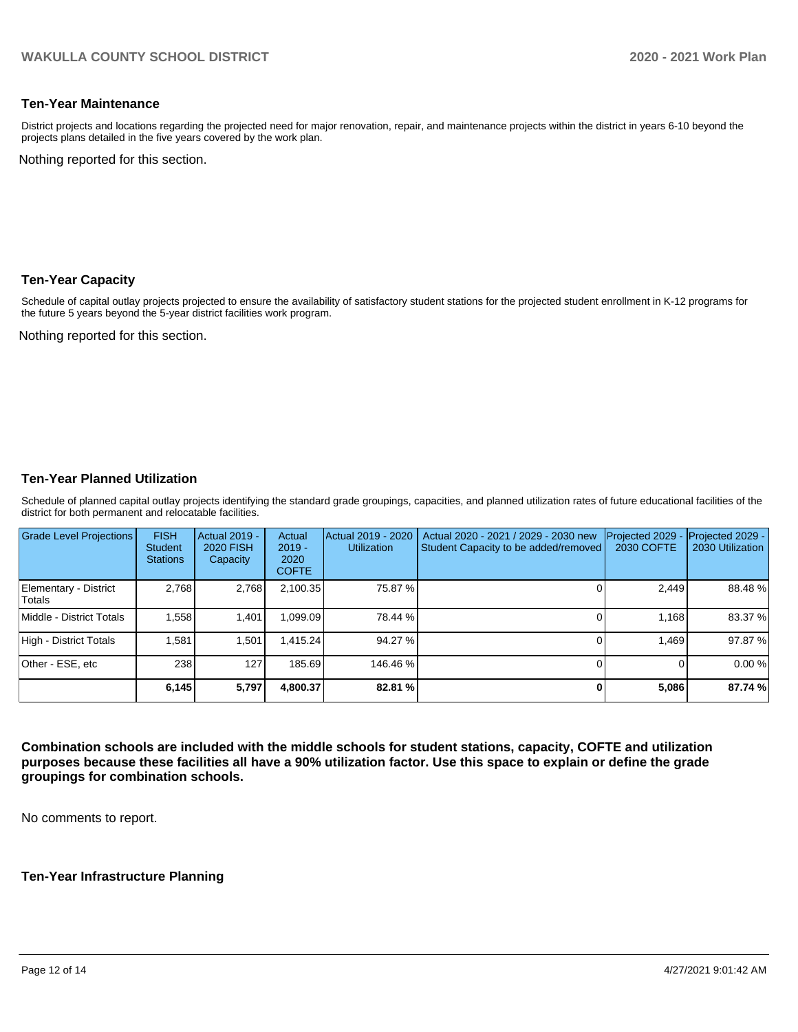## Ten-Year Maintenance

District projects and locations regarding the projected need for major renovation, repair, and maintenance projects within the district in years 6-10 beyond the projects plans detailed in the five years covered by the work plan.

Nothing reported for this section.

## Ten-Year Capacity

Schedule of capital outlay projects projected to ensure the availability of satisfactory student stations for the projected student enrollment in K-12 programs for the future 5 years beyond the 5-year district facilities work program.

Nothing reported for this section.

## Ten-Year Planned Utilization

Schedule of planned capital outlay projects identifying the standard grade groupings, capacities, and planned utilization rates of future educational facilities of the district for both permanent and relocatable facilities.

| Grade Level Projections | FISH Student Stations | Actual 2019 - 2020 FISH Capacity | Actual 2019 - 2020 COFTE | Actual 2019 - 2020 Utilization | Actual 2020 - 2021 / 2029 - 2030 new Student Capacity to be added/removed | Projected 2029 - 2030 COFTE | Projected 2029 - 2030 Utilization |
|---|---|---|---|---|---|---|---|
| Elementary - District Totals | 2,768 | 2,768 | 2,100.35 | 75.87 % | 0 | 2,449 | 88.48 % |
| Middle - District Totals | 1,558 | 1,401 | 1,099.09 | 78.44 % | 0 | 1,168 | 83.37 % |
| High - District Totals | 1,581 | 1,501 | 1,415.24 | 94.27 % | 0 | 1,469 | 97.87 % |
| Other - ESE, etc | 238 | 127 | 185.69 | 146.46 % | 0 | 0 | 0.00 % |
| | **6,145** | **5,797** | **4,800.37** | **82.81 %** | **0** | **5,086** | **87.74 %** |

**Combination schools are included with the middle schools for student stations, capacity, COFTE and utilization purposes because these facilities all have a 90% utilization factor. Use this space to explain or define the grade groupings for combination schools.**

No comments to report.

## Ten-Year Infrastructure Planning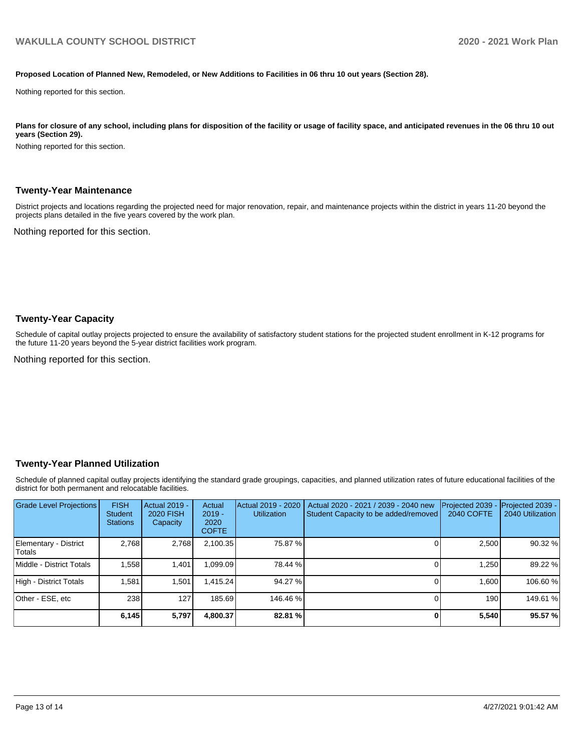**Proposed Location of Planned New, Remodeled, or New Additions to Facilities in 06 thru 10 out years (Section 28).**

Nothing reported for this section.

**Plans for closure of any school, including plans for disposition of the facility or usage of facility space, and anticipated revenues in the 06 thru 10 out years (Section 29).**

Nothing reported for this section.

## Twenty-Year Maintenance

District projects and locations regarding the projected need for major renovation, repair, and maintenance projects within the district in years 11-20 beyond the projects plans detailed in the five years covered by the work plan.

Nothing reported for this section.

## Twenty-Year Capacity

Schedule of capital outlay projects projected to ensure the availability of satisfactory student stations for the projected student enrollment in K-12 programs for the future 11-20 years beyond the 5-year district facilities work program.

Nothing reported for this section.

## Twenty-Year Planned Utilization

Schedule of planned capital outlay projects identifying the standard grade groupings, capacities, and planned utilization rates of future educational facilities of the district for both permanent and relocatable facilities.

| Grade Level Projections | FISH Student Stations | Actual 2019 - 2020 FISH Capacity | Actual 2019 - 2020 COFTE | Actual 2019 - 2020 Utilization | Actual 2020 - 2021 / 2039 - 2040 new Student Capacity to be added/removed | Projected 2039 - 2040 COFTE | Projected 2039 - 2040 Utilization |
|---|---|---|---|---|---|---|---|
| Elementary - District Totals | 2,768 | 2,768 | 2,100.35 | 75.87 % | 0 | 2,500 | 90.32 % |
| Middle - District Totals | 1,558 | 1,401 | 1,099.09 | 78.44 % | 0 | 1,250 | 89.22 % |
| High - District Totals | 1,581 | 1,501 | 1,415.24 | 94.27 % | 0 | 1,600 | 106.60 % |
| Other - ESE, etc | 238 | 127 | 185.69 | 146.46 % | 0 | 190 | 149.61 % |
| | **6,145** | **5,797** | **4,800.37** | **82.81 %** | **0** | **5,540** | **95.57 %** |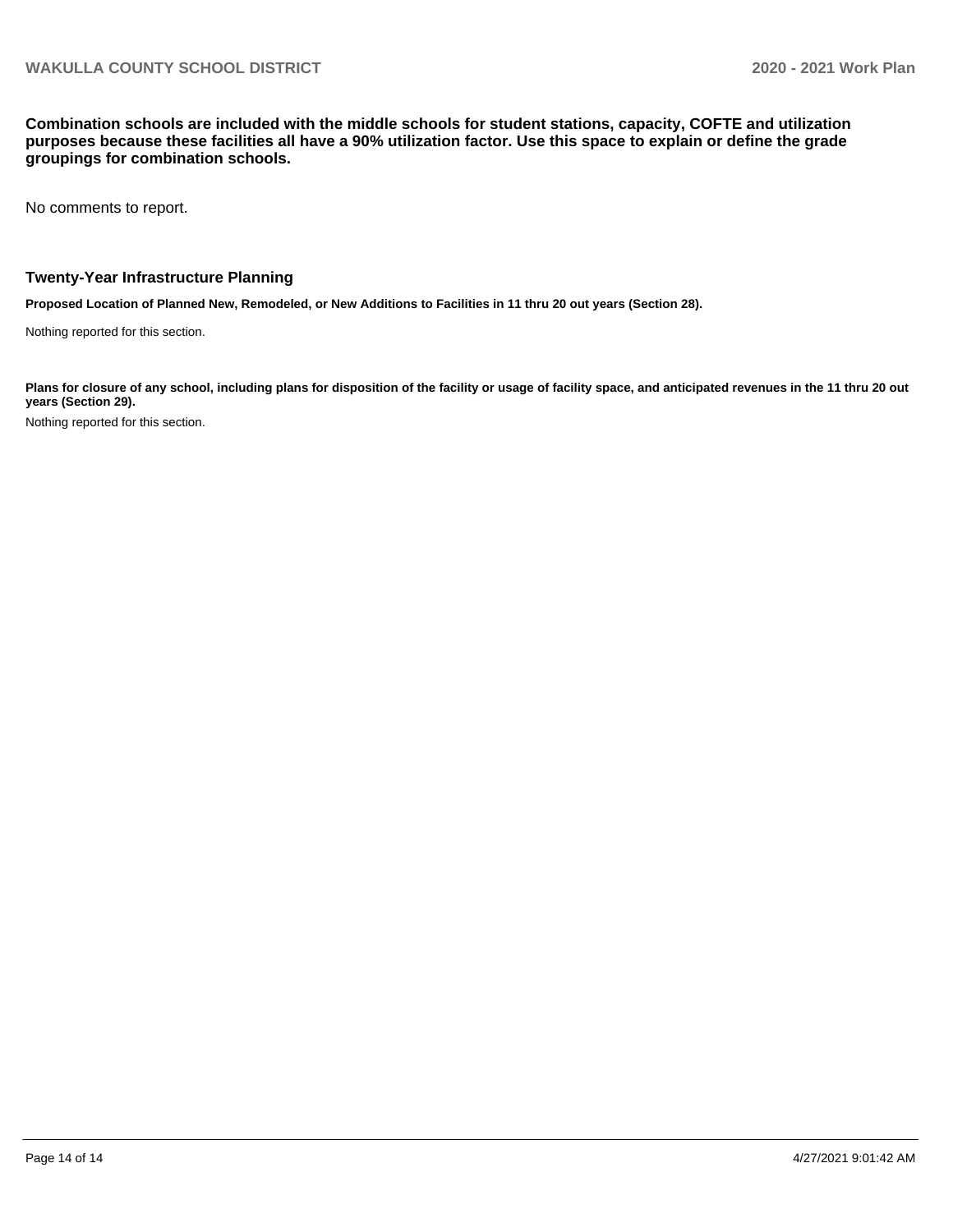**Combination schools are included with the middle schools for student stations, capacity, COFTE and utilization purposes because these facilities all have a 90% utilization factor. Use this space to explain or define the grade groupings for combination schools.**

No comments to report.

## Twenty-Year Infrastructure Planning

**Proposed Location of Planned New, Remodeled, or New Additions to Facilities in 11 thru 20 out years (Section 28).**

Nothing reported for this section.

**Plans for closure of any school, including plans for disposition of the facility or usage of facility space, and anticipated revenues in the 11 thru 20 out years (Section 29).**

Nothing reported for this section.